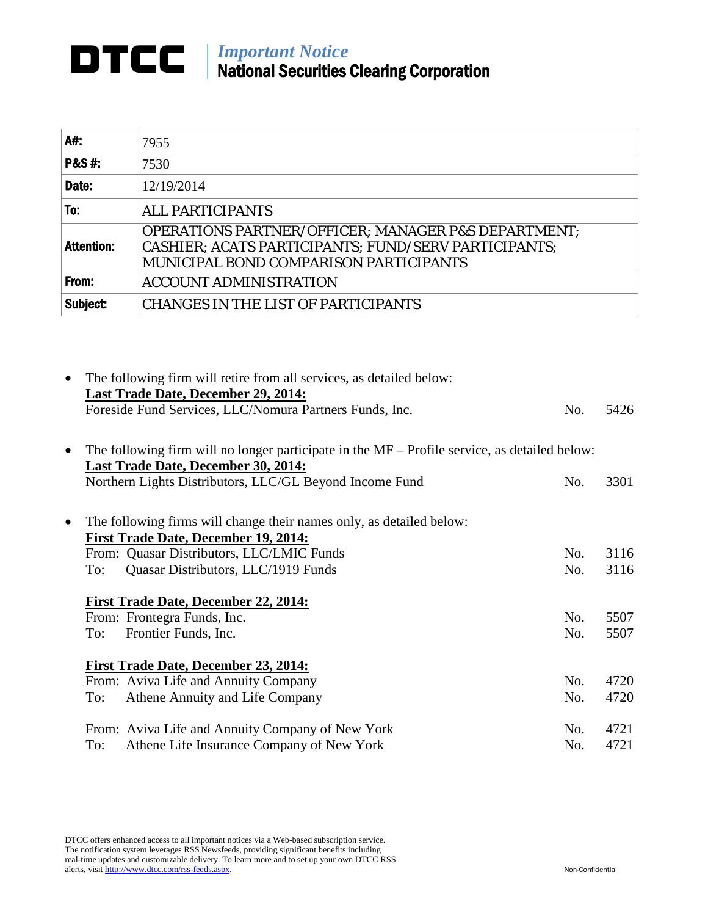# DTCC

*Important Notice*
**National Securities Clearing Corporation**

| | |
|---|---|
| **A#:** | 7955 |
| **P&S #:** | 7530 |
| **Date:** | 12/19/2014 |
| **To:** | ALL PARTICIPANTS |
| **Attention:** | OPERATIONS PARTNER/OFFICER; MANAGER P&S DEPARTMENT; CASHIER; ACATS PARTICIPANTS; FUND/SERV PARTICIPANTS; MUNICIPAL BOND COMPARISON PARTICIPANTS |
| **From:** | ACCOUNT ADMINISTRATION |
| **Subject:** | CHANGES IN THE LIST OF PARTICIPANTS |

- The following firm will retire from all services, as detailed below:
  **Last Trade Date, December 29, 2014:**
  Foreside Fund Services, LLC/Nomura Partners Funds, Inc. No. 5426

- The following firm will no longer participate in the MF – Profile service, as detailed below:
  **Last Trade Date, December 30, 2014:**
  Northern Lights Distributors, LLC/GL Beyond Income Fund No. 3301

- The following firms will change their names only, as detailed below:
  **First Trade Date, December 19, 2014:**
  From: Quasar Distributors, LLC/LMIC Funds No. 3116
  To: Quasar Distributors, LLC/1919 Funds No. 3116

  **First Trade Date, December 22, 2014:**
  From: Frontegra Funds, Inc. No. 5507
  To: Frontier Funds, Inc. No. 5507

  **First Trade Date, December 23, 2014:**
  From: Aviva Life and Annuity Company No. 4720
  To: Athene Annuity and Life Company No. 4720

  From: Aviva Life and Annuity Company of New York No. 4721
  To: Athene Life Insurance Company of New York No. 4721

DTCC offers enhanced access to all important notices via a Web-based subscription service. The notification system leverages RSS Newsfeeds, providing significant benefits including real-time updates and customizable delivery. To learn more and to set up your own DTCC RSS alerts, visit http://www.dtcc.com/rss-feeds.aspx.

Non-Confidential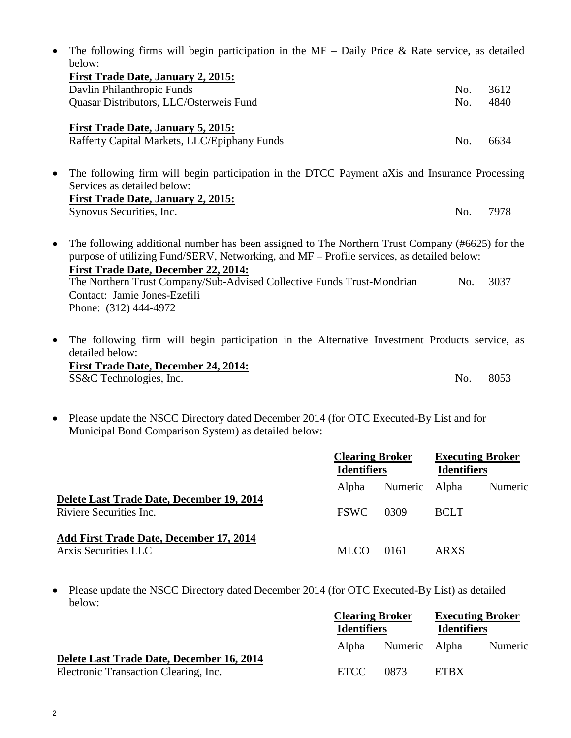- The following firms will begin participation in the MF – Daily Price & Rate service, as detailed below:

  **First Trade Date, January 2, 2015:**

  | | |
  |---|---|
  | Davlin Philanthropic Funds | No. 3612 |
  | Quasar Distributors, LLC/Osterweis Fund | No. 4840 |

  **First Trade Date, January 5, 2015:**

  | | |
  |---|---|
  | Rafferty Capital Markets, LLC/Epiphany Funds | No. 6634 |

- The following firm will begin participation in the DTCC Payment aXis and Insurance Processing Services as detailed below:

  **First Trade Date, January 2, 2015:**

  | | |
  |---|---|
  | Synovus Securities, Inc. | No. 7978 |

- The following additional number has been assigned to The Northern Trust Company (#6625) for the purpose of utilizing Fund/SERV, Networking, and MF – Profile services, as detailed below:

  **First Trade Date, December 22, 2014:**

  | | |
  |---|---|
  | The Northern Trust Company/Sub-Advised Collective Funds Trust-Mondrian | No. 3037 |

  Contact: Jamie Jones-Ezefili
  Phone: (312) 444-4972

- The following firm will begin participation in the Alternative Investment Products service, as detailed below:

  **First Trade Date, December 24, 2014:**

  | | |
  |---|---|
  | SS&C Technologies, Inc. | No. 8053 |

- Please update the NSCC Directory dated December 2014 (for OTC Executed-By List and for Municipal Bond Comparison System) as detailed below:

| | Clearing Broker Identifiers | | Executing Broker Identifiers | |
|---|---|---|---|---|
| | Alpha | Numeric | Alpha | Numeric |
| **Delete Last Trade Date, December 19, 2014** | | | | |
| Riviere Securities Inc. | FSWC | 0309 | BCLT | |
| **Add First Trade Date, December 17, 2014** | | | | |
| Arxis Securities LLC | MLCO | 0161 | ARXS | |

- Please update the NSCC Directory dated December 2014 (for OTC Executed-By List) as detailed below:

| | Clearing Broker Identifiers | | Executing Broker Identifiers | |
|---|---|---|---|---|
| | Alpha | Numeric | Alpha | Numeric |
| **Delete Last Trade Date, December 16, 2014** | | | | |
| Electronic Transaction Clearing, Inc. | ETCC | 0873 | ETBX | |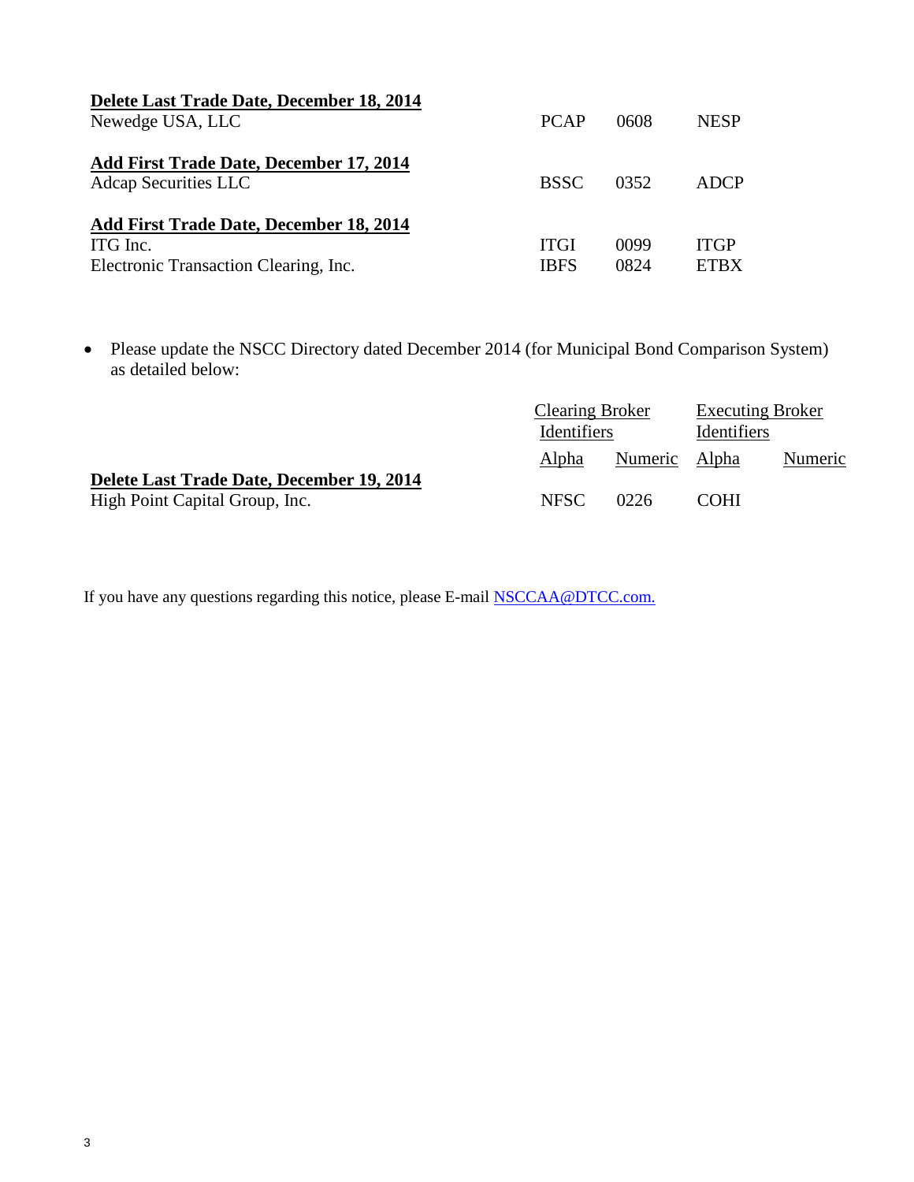| | | | |
|---|---|---|---|
| **Delete Last Trade Date, December 18, 2014** | | | |
| Newedge USA, LLC | PCAP | 0608 | NESP |
| **Add First Trade Date, December 17, 2014** | | | |
| Adcap Securities LLC | BSSC | 0352 | ADCP |
| **Add First Trade Date, December 18, 2014** | | | |
| ITG Inc. | ITGI | 0099 | ITGP |
| Electronic Transaction Clearing, Inc. | IBFS | 0824 | ETBX |

- Please update the NSCC Directory dated December 2014 (for Municipal Bond Comparison System) as detailed below:

| | Clearing Broker Identifiers | | Executing Broker Identifiers | |
|---|---|---|---|---|
| | Alpha | Numeric | Alpha | Numeric |
| **Delete Last Trade Date, December 19, 2014** | | | | |
| High Point Capital Group, Inc. | NFSC | 0226 | COHI | |

If you have any questions regarding this notice, please E-mail [NSCCAA@DTCC.com.](mailto:NSCCAA@DTCC.com)